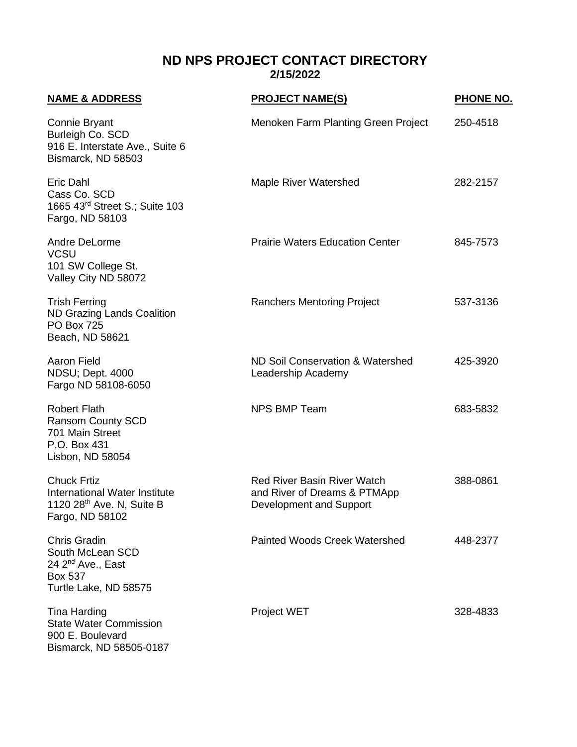# ND NPS PROJECT CONTACT DIRECTORY

**2/15/2022**

| NAME & ADDRESS | PROJECT NAME(S) | PHONE NO. |
|---|---|---|
| Connie Bryant<br>Burleigh Co. SCD<br>916 E. Interstate Ave., Suite 6<br>Bismarck, ND 58503 | Menoken Farm Planting Green Project | 250-4518 |
| Eric Dahl<br>Cass Co. SCD<br>1665 43rd Street S.; Suite 103<br>Fargo, ND 58103 | Maple River Watershed | 282-2157 |
| Andre DeLorme<br>VCSU<br>101 SW College St.<br>Valley City ND 58072 | Prairie Waters Education Center | 845-7573 |
| Trish Ferring<br>ND Grazing Lands Coalition<br>PO Box 725<br>Beach, ND 58621 | Ranchers Mentoring Project | 537-3136 |
| Aaron Field<br>NDSU; Dept. 4000<br>Fargo ND 58108-6050 | ND Soil Conservation & Watershed Leadership Academy | 425-3920 |
| Robert Flath<br>Ransom County SCD<br>701 Main Street<br>P.O. Box 431<br>Lisbon, ND 58054 | NPS BMP Team | 683-5832 |
| Chuck Frtiz<br>International Water Institute<br>1120 28th Ave. N, Suite B<br>Fargo, ND 58102 | Red River Basin River Watch and River of Dreams & PTMApp Development and Support | 388-0861 |
| Chris Gradin<br>South McLean SCD<br>24 2nd Ave., East<br>Box 537<br>Turtle Lake, ND 58575 | Painted Woods Creek Watershed | 448-2377 |
| Tina Harding<br>State Water Commission<br>900 E. Boulevard<br>Bismarck, ND 58505-0187 | Project WET | 328-4833 |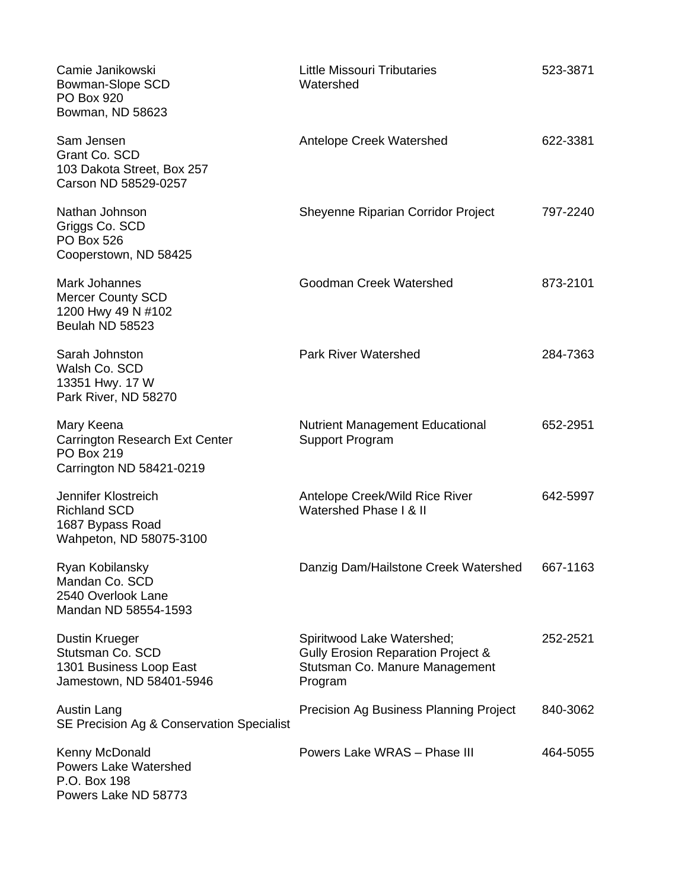| | | |
|---|---|---|
| Camie Janikowski<br>Bowman-Slope SCD<br>PO Box 920<br>Bowman, ND 58623 | Little Missouri Tributaries Watershed | 523-3871 |
| Sam Jensen<br>Grant Co. SCD<br>103 Dakota Street, Box 257<br>Carson ND 58529-0257 | Antelope Creek Watershed | 622-3381 |
| Nathan Johnson<br>Griggs Co. SCD<br>PO Box 526<br>Cooperstown, ND 58425 | Sheyenne Riparian Corridor Project | 797-2240 |
| Mark Johannes<br>Mercer County SCD<br>1200 Hwy 49 N #102<br>Beulah ND 58523 | Goodman Creek Watershed | 873-2101 |
| Sarah Johnston<br>Walsh Co. SCD<br>13351 Hwy. 17 W<br>Park River, ND 58270 | Park River Watershed | 284-7363 |
| Mary Keena<br>Carrington Research Ext Center<br>PO Box 219<br>Carrington ND 58421-0219 | Nutrient Management Educational Support Program | 652-2951 |
| Jennifer Klostreich<br>Richland SCD<br>1687 Bypass Road<br>Wahpeton, ND 58075-3100 | Antelope Creek/Wild Rice River Watershed Phase I & II | 642-5997 |
| Ryan Kobilansky<br>Mandan Co. SCD<br>2540 Overlook Lane<br>Mandan ND 58554-1593 | Danzig Dam/Hailstone Creek Watershed | 667-1163 |
| Dustin Krueger<br>Stutsman Co. SCD<br>1301 Business Loop East<br>Jamestown, ND 58401-5946 | Spiritwood Lake Watershed; Gully Erosion Reparation Project & Stutsman Co. Manure Management Program | 252-2521 |
| Austin Lang<br>SE Precision Ag & Conservation Specialist | Precision Ag Business Planning Project | 840-3062 |
| Kenny McDonald<br>Powers Lake Watershed<br>P.O. Box 198<br>Powers Lake ND 58773 | Powers Lake WRAS – Phase III | 464-5055 |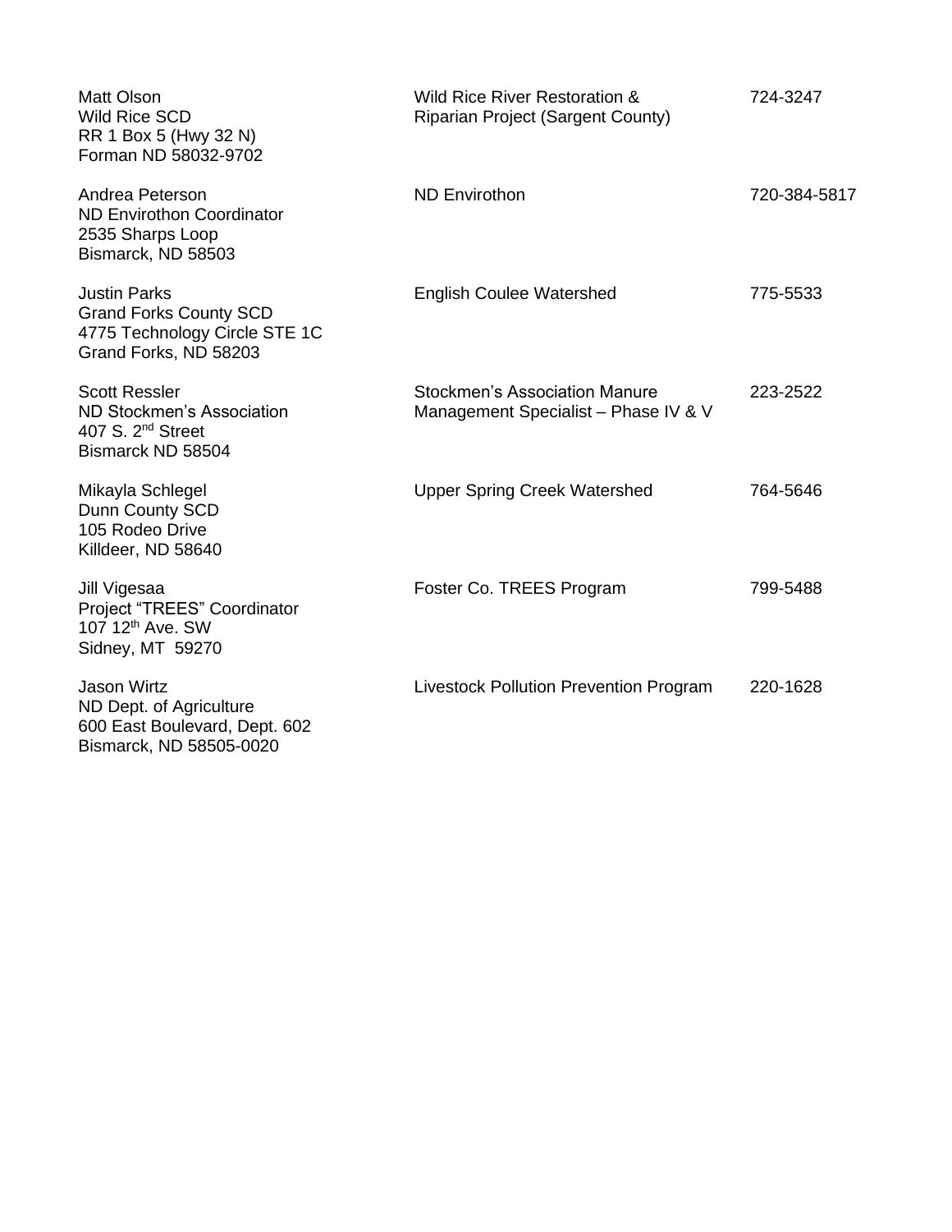| | | |
|---|---|---|
| Matt Olson<br>Wild Rice SCD<br>RR 1 Box 5 (Hwy 32 N)<br>Forman ND 58032-9702 | Wild Rice River Restoration & Riparian Project (Sargent County) | 724-3247 |
| Andrea Peterson<br>ND Envirothon Coordinator<br>2535 Sharps Loop<br>Bismarck, ND 58503 | ND Envirothon | 720-384-5817 |
| Justin Parks<br>Grand Forks County SCD<br>4775 Technology Circle STE 1C<br>Grand Forks, ND 58203 | English Coulee Watershed | 775-5533 |
| Scott Ressler<br>ND Stockmen's Association<br>407 S. 2nd Street<br>Bismarck ND 58504 | Stockmen's Association Manure Management Specialist – Phase IV & V | 223-2522 |
| Mikayla Schlegel<br>Dunn County SCD<br>105 Rodeo Drive<br>Killdeer, ND 58640 | Upper Spring Creek Watershed | 764-5646 |
| Jill Vigesaa<br>Project "TREES" Coordinator<br>107 12th Ave. SW<br>Sidney, MT 59270 | Foster Co. TREES Program | 799-5488 |
| Jason Wirtz<br>ND Dept. of Agriculture<br>600 East Boulevard, Dept. 602<br>Bismarck, ND 58505-0020 | Livestock Pollution Prevention Program | 220-1628 |